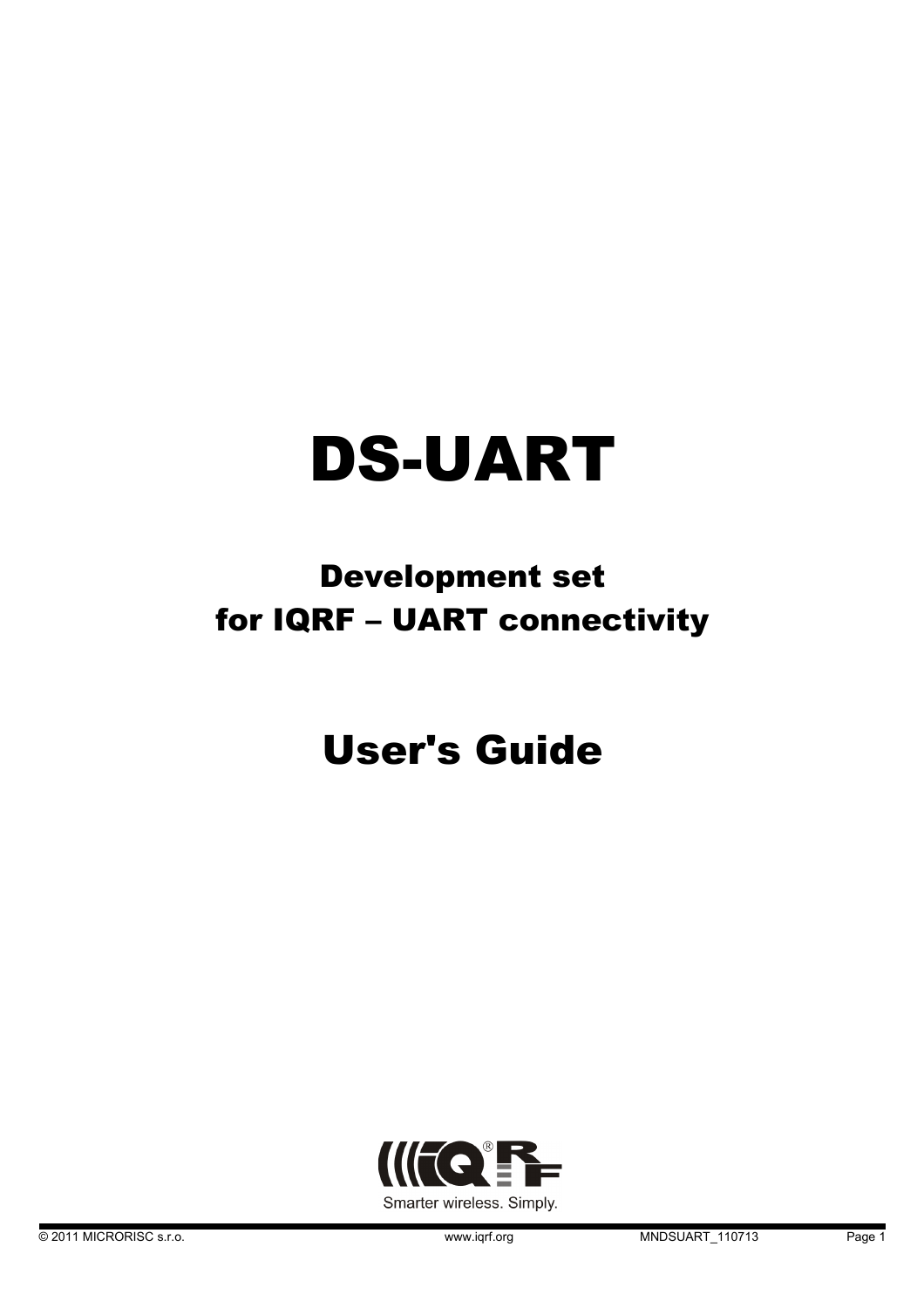# DS-UART

## Development set for IQRF – UART connectivity

# User's Guide

Smarter wireless. Simply.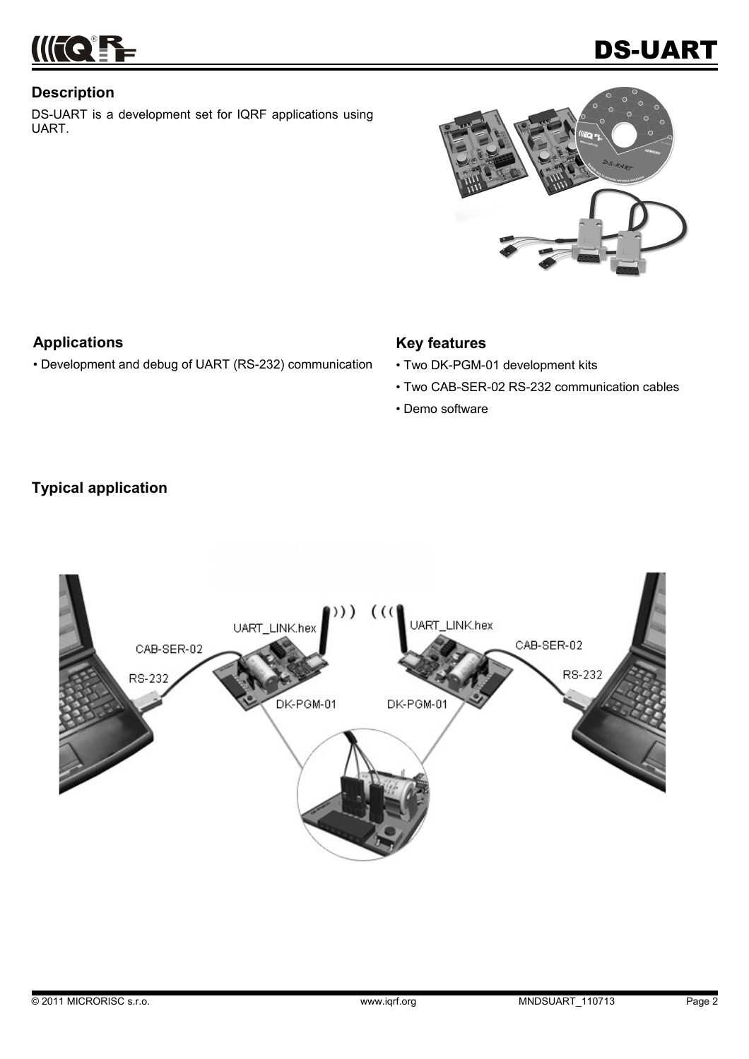## Description

DS-UART is a development set for IQRF applications using UART.

## Applications

- Development and debug of UART (RS-232) communication

## Key features

- Two DK-PGM-01 development kits
- Two CAB-SER-02 RS-232 communication cables
- Demo software

## Typical application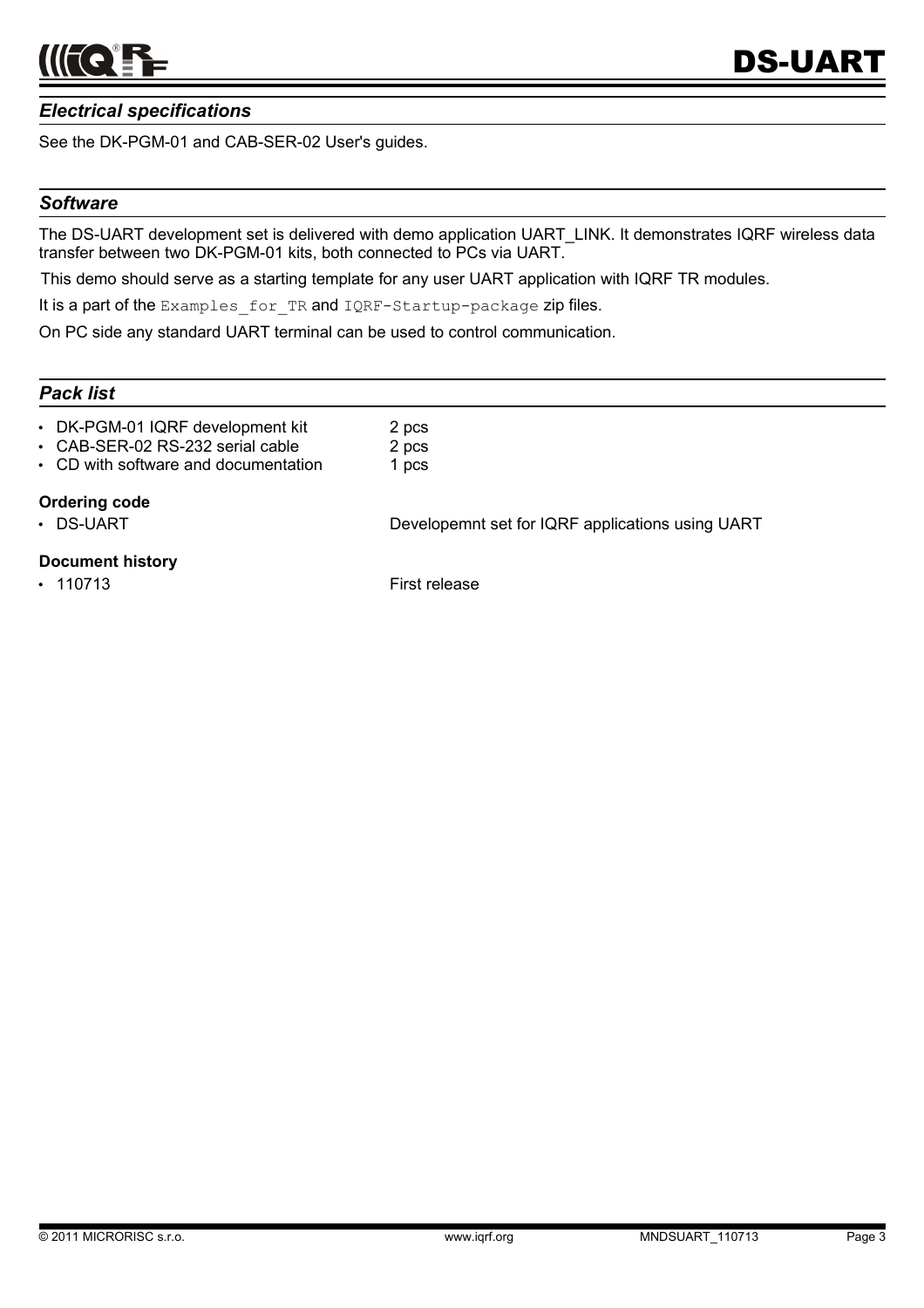## *Electrical specifications*

See the DK-PGM-01 and CAB-SER-02 User's guides.

## *Software*

The DS-UART development set is delivered with demo application UART_LINK. It demonstrates IQRF wireless data transfer between two DK-PGM-01 kits, both connected to PCs via UART.

This demo should serve as a starting template for any user UART application with IQRF TR modules.

It is a part of the `Examples_for_TR` and `IQRF-Startup-package` zip files.

On PC side any standard UART terminal can be used to control communication.

## *Pack list*

| | |
|---|---|
| • DK-PGM-01 IQRF development kit | 2 pcs |
| • CAB-SER-02 RS-232 serial cable | 2 pcs |
| • CD with software and documentation | 1 pcs |

**Ordering code**

| | |
|---|---|
| • DS-UART | Developemnt set for IQRF applications using UART |

**Document history**

| | |
|---|---|
| • 110713 | First release |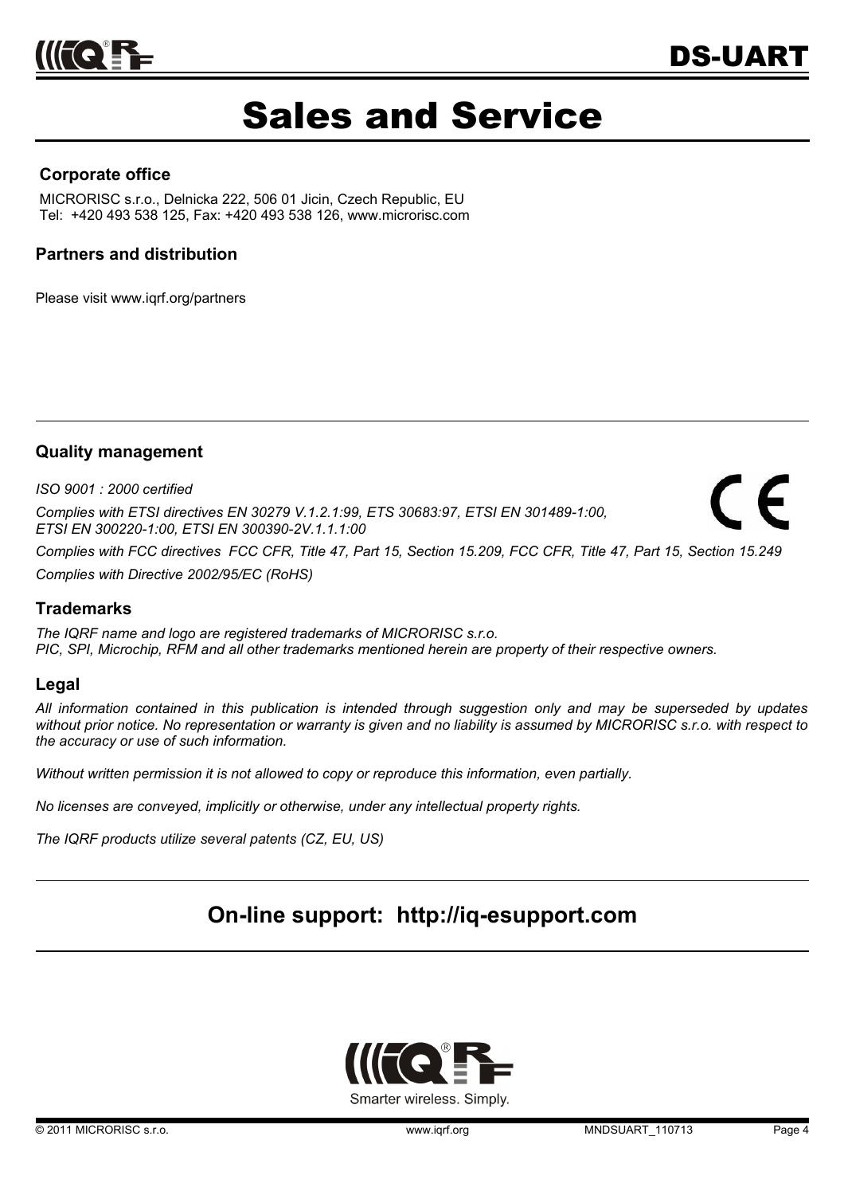# Sales and Service

### Corporate office

MICRORISC s.r.o., Delnicka 222, 506 01 Jicin, Czech Republic, EU
Tel: +420 493 538 125, Fax: +420 493 538 126, www.microrisc.com

### Partners and distribution

Please visit www.iqrf.org/partners

---

### Quality management

*ISO 9001 : 2000 certified*

*Complies with ETSI directives EN 30279 V.1.2.1:99, ETS 30683:97, ETSI EN 301489-1:00, ETSI EN 300220-1:00, ETSI EN 300390-2V.1.1.1:00*

*Complies with FCC directives FCC CFR, Title 47, Part 15, Section 15.209, FCC CFR, Title 47, Part 15, Section 15.249*

*Complies with Directive 2002/95/EC (RoHS)*

### Trademarks

*The IQRF name and logo are registered trademarks of MICRORISC s.r.o.*
*PIC, SPI, Microchip, RFM and all other trademarks mentioned herein are property of their respective owners.*

### Legal

*All information contained in this publication is intended through suggestion only and may be superseded by updates without prior notice. No representation or warranty is given and no liability is assumed by MICRORISC s.r.o. with respect to the accuracy or use of such information.*

*Without written permission it is not allowed to copy or reproduce this information, even partially.*

*No licenses are conveyed, implicitly or otherwise, under any intellectual property rights.*

*The IQRF products utilize several patents (CZ, EU, US)*

---

## On-line support: http://iq-esupport.com

---

Smarter wireless. Simply.